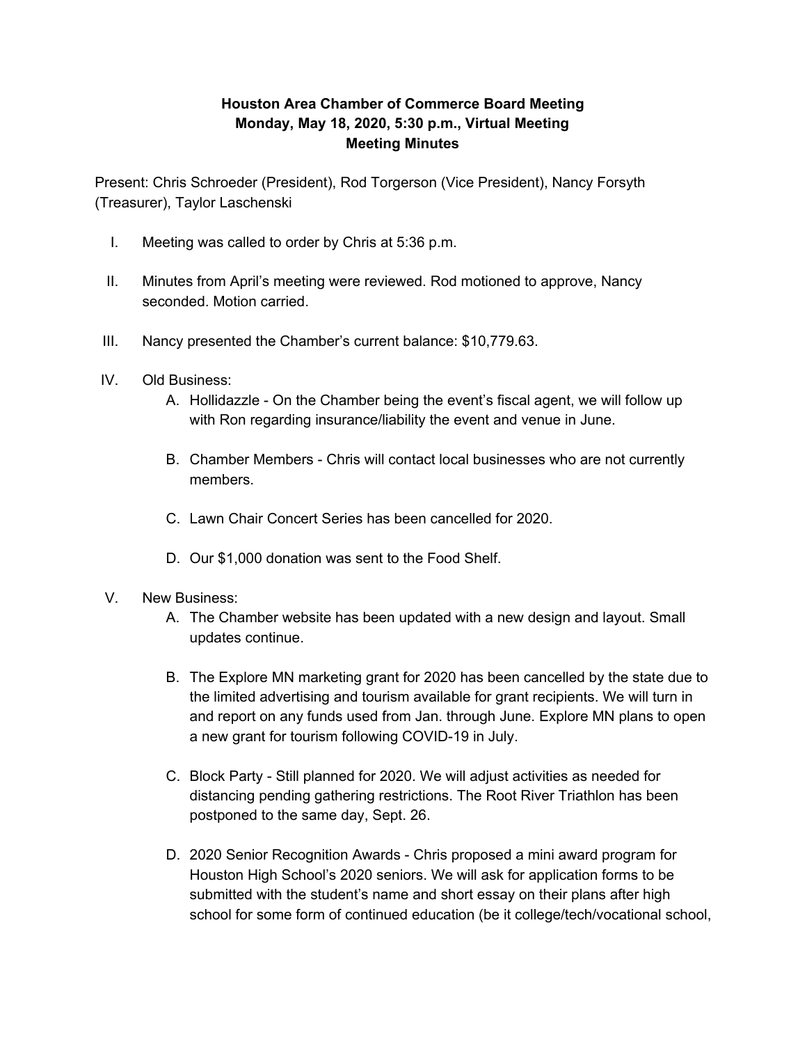**Houston Area Chamber of Commerce Board Meeting**
**Monday, May 18, 2020, 5:30 p.m., Virtual Meeting**
**Meeting Minutes**

Present: Chris Schroeder (President), Rod Torgerson (Vice President), Nancy Forsyth (Treasurer), Taylor Laschenski

I. Meeting was called to order by Chris at 5:36 p.m.

II. Minutes from April's meeting were reviewed. Rod motioned to approve, Nancy seconded. Motion carried.

III. Nancy presented the Chamber's current balance: $10,779.63.

IV. Old Business:
   A. Hollidazzle - On the Chamber being the event's fiscal agent, we will follow up with Ron regarding insurance/liability the event and venue in June.

   B. Chamber Members - Chris will contact local businesses who are not currently members.

   C. Lawn Chair Concert Series has been cancelled for 2020.

   D. Our $1,000 donation was sent to the Food Shelf.

V. New Business:
   A. The Chamber website has been updated with a new design and layout. Small updates continue.

   B. The Explore MN marketing grant for 2020 has been cancelled by the state due to the limited advertising and tourism available for grant recipients. We will turn in and report on any funds used from Jan. through June. Explore MN plans to open a new grant for tourism following COVID-19 in July.

   C. Block Party - Still planned for 2020. We will adjust activities as needed for distancing pending gathering restrictions. The Root River Triathlon has been postponed to the same day, Sept. 26.

   D. 2020 Senior Recognition Awards - Chris proposed a mini award program for Houston High School's 2020 seniors. We will ask for application forms to be submitted with the student's name and short essay on their plans after high school for some form of continued education (be it college/tech/vocational school,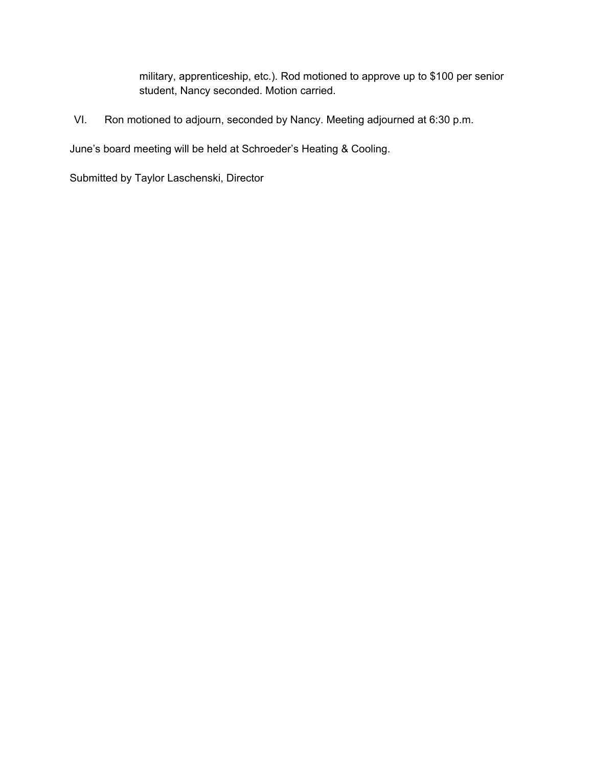military, apprenticeship, etc.). Rod motioned to approve up to $100 per senior student, Nancy seconded. Motion carried.

VI. Ron motioned to adjourn, seconded by Nancy. Meeting adjourned at 6:30 p.m.

June's board meeting will be held at Schroeder's Heating & Cooling.

Submitted by Taylor Laschenski, Director